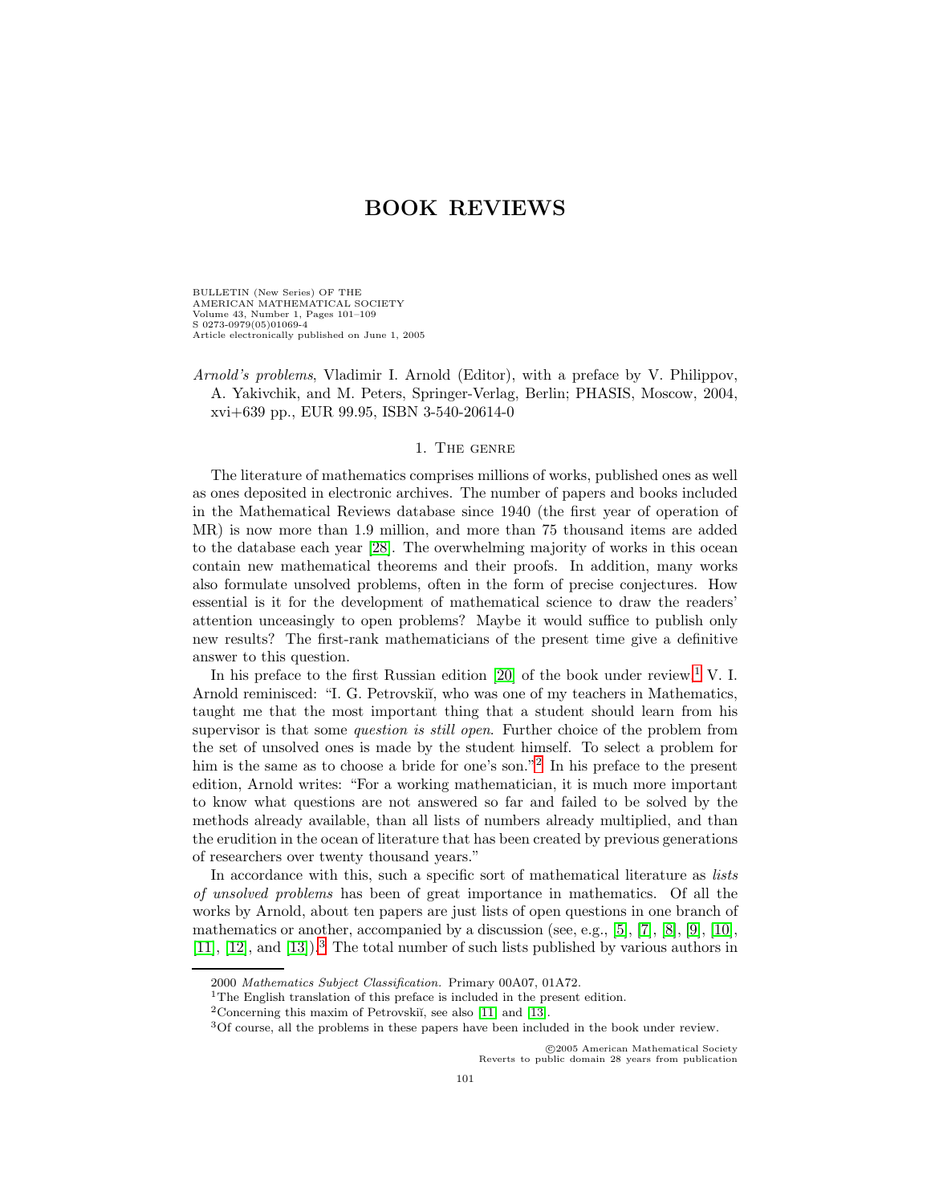# BOOK REVIEWS

*Arnold's problems*, Vladimir I. Arnold (Editor), with a preface by V. Philippov, A. Yakivchik, and M. Peters, Springer-Verlag, Berlin; PHASIS, Moscow, 2004, xvi+639 pp., EUR 99.95, ISBN 3-540-20614-0

## 1. The genre

The literature of mathematics comprises millions of works, published ones as well as ones deposited in electronic archives. The number of papers and books included in the Mathematical Reviews database since 1940 (the first year of operation of MR) is now more than 1.9 million, and more than 75 thousand items are added to the database each year [28]. The overwhelming majority of works in this ocean contain new mathematical theorems and their proofs. In addition, many works also formulate unsolved problems, often in the form of precise conjectures. How essential is it for the development of mathematical science to draw the readers' attention unceasingly to open problems? Maybe it would suffice to publish only new results? The first-rank mathematicians of the present time give a definitive answer to this question.

In his preface to the first Russian edition [20] of the book under review[1] V. I. Arnold reminisced: "I. G. Petrovskiĭ, who was one of my teachers in Mathematics, taught me that the most important thing that a student should learn from his supervisor is that some *question is still open*. Further choice of the problem from the set of unsolved ones is made by the student himself. To select a problem for him is the same as to choose a bride for one's son."[2] In his preface to the present edition, Arnold writes: "For a working mathematician, it is much more important to know what questions are not answered so far and failed to be solved by the methods already available, than all lists of numbers already multiplied, and than the erudition in the ocean of literature that has been created by previous generations of researchers over twenty thousand years."

In accordance with this, such a specific sort of mathematical literature as *lists of unsolved problems* has been of great importance in mathematics. Of all the works by Arnold, about ten papers are just lists of open questions in one branch of mathematics or another, accompanied by a discussion (see, e.g., [5], [7], [8], [9], [10], [11], [12], and [13]).[3] The total number of such lists published by various authors in

---

2000 *Mathematics Subject Classification.* Primary 00A07, 01A72.

[1] The English translation of this preface is included in the present edition.

[2] Concerning this maxim of Petrovskiĭ, see also [11] and [13].

[3] Of course, all the problems in these papers have been included in the book under review.

©2005 American Mathematical Society
Reverts to public domain 28 years from publication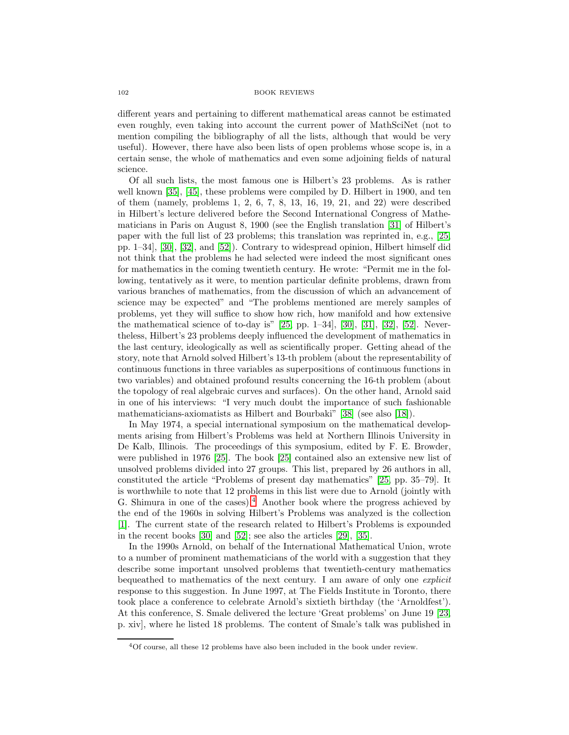different years and pertaining to different mathematical areas cannot be estimated even roughly, even taking into account the current power of MathSciNet (not to mention compiling the bibliography of all the lists, although that would be very useful). However, there have also been lists of open problems whose scope is, in a certain sense, the whole of mathematics and even some adjoining fields of natural science.

Of all such lists, the most famous one is Hilbert's 23 problems. As is rather well known [35], [45], these problems were compiled by D. Hilbert in 1900, and ten of them (namely, problems 1, 2, 6, 7, 8, 13, 16, 19, 21, and 22) were described in Hilbert's lecture delivered before the Second International Congress of Mathematicians in Paris on August 8, 1900 (see the English translation [31] of Hilbert's paper with the full list of 23 problems; this translation was reprinted in, e.g., [25, pp. 1–34], [30], [32], and [52]). Contrary to widespread opinion, Hilbert himself did not think that the problems he had selected were indeed the most significant ones for mathematics in the coming twentieth century. He wrote: "Permit me in the following, tentatively as it were, to mention particular definite problems, drawn from various branches of mathematics, from the discussion of which an advancement of science may be expected" and "The problems mentioned are merely samples of problems, yet they will suffice to show how rich, how manifold and how extensive the mathematical science of to-day is" [25, pp. 1–34], [30], [31], [32], [52]. Nevertheless, Hilbert's 23 problems deeply influenced the development of mathematics in the last century, ideologically as well as scientifically proper. Getting ahead of the story, note that Arnold solved Hilbert's 13-th problem (about the representability of continuous functions in three variables as superpositions of continuous functions in two variables) and obtained profound results concerning the 16-th problem (about the topology of real algebraic curves and surfaces). On the other hand, Arnold said in one of his interviews: "I very much doubt the importance of such fashionable mathematicians-axiomatists as Hilbert and Bourbaki" [38] (see also [18]).

In May 1974, a special international symposium on the mathematical developments arising from Hilbert's Problems was held at Northern Illinois University in De Kalb, Illinois. The proceedings of this symposium, edited by F. E. Browder, were published in 1976 [25]. The book [25] contained also an extensive new list of unsolved problems divided into 27 groups. This list, prepared by 26 authors in all, constituted the article "Problems of present day mathematics" [25, pp. 35–79]. It is worthwhile to note that 12 problems in this list were due to Arnold (jointly with G. Shimura in one of the cases).[4] Another book where the progress achieved by the end of the 1960s in solving Hilbert's Problems was analyzed is the collection [1]. The current state of the research related to Hilbert's Problems is expounded in the recent books [30] and [52]; see also the articles [29], [35].

In the 1990s Arnold, on behalf of the International Mathematical Union, wrote to a number of prominent mathematicians of the world with a suggestion that they describe some important unsolved problems that twentieth-century mathematics bequeathed to mathematics of the next century. I am aware of only one *explicit* response to this suggestion. In June 1997, at The Fields Institute in Toronto, there took place a conference to celebrate Arnold's sixtieth birthday (the 'Arnoldfest'). At this conference, S. Smale delivered the lecture 'Great problems' on June 19 [23, p. xiv], where he listed 18 problems. The content of Smale's talk was published in

[4] Of course, all these 12 problems have also been included in the book under review.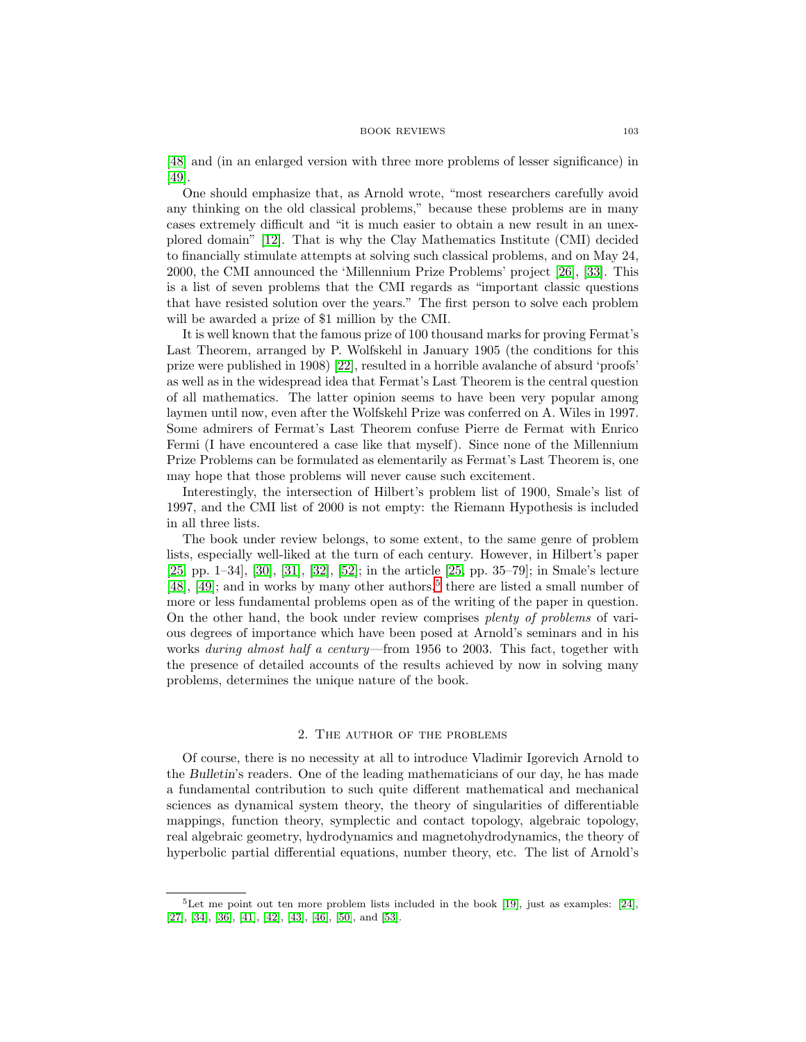[48] and (in an enlarged version with three more problems of lesser significance) in [49].

One should emphasize that, as Arnold wrote, "most researchers carefully avoid any thinking on the old classical problems," because these problems are in many cases extremely difficult and "it is much easier to obtain a new result in an unexplored domain" [12]. That is why the Clay Mathematics Institute (CMI) decided to financially stimulate attempts at solving such classical problems, and on May 24, 2000, the CMI announced the 'Millennium Prize Problems' project [26], [33]. This is a list of seven problems that the CMI regards as "important classic questions that have resisted solution over the years." The first person to solve each problem will be awarded a prize of $1 million by the CMI.

It is well known that the famous prize of 100 thousand marks for proving Fermat's Last Theorem, arranged by P. Wolfskehl in January 1905 (the conditions for this prize were published in 1908) [22], resulted in a horrible avalanche of absurd 'proofs' as well as in the widespread idea that Fermat's Last Theorem is the central question of all mathematics. The latter opinion seems to have been very popular among laymen until now, even after the Wolfskehl Prize was conferred on A. Wiles in 1997. Some admirers of Fermat's Last Theorem confuse Pierre de Fermat with Enrico Fermi (I have encountered a case like that myself). Since none of the Millennium Prize Problems can be formulated as elementarily as Fermat's Last Theorem is, one may hope that those problems will never cause such excitement.

Interestingly, the intersection of Hilbert's problem list of 1900, Smale's list of 1997, and the CMI list of 2000 is not empty: the Riemann Hypothesis is included in all three lists.

The book under review belongs, to some extent, to the same genre of problem lists, especially well-liked at the turn of each century. However, in Hilbert's paper [25, pp. 1–34], [30], [31], [32], [52]; in the article [25, pp. 35–79]; in Smale's lecture [48], [49]; and in works by many other authors,[5] there are listed a small number of more or less fundamental problems open as of the writing of the paper in question. On the other hand, the book under review comprises *plenty of problems* of various degrees of importance which have been posed at Arnold's seminars and in his works *during almost half a century*—from 1956 to 2003. This fact, together with the presence of detailed accounts of the results achieved by now in solving many problems, determines the unique nature of the book.

## 2. The author of the problems

Of course, there is no necessity at all to introduce Vladimir Igorevich Arnold to the *Bulletin*'s readers. One of the leading mathematicians of our day, he has made a fundamental contribution to such quite different mathematical and mechanical sciences as dynamical system theory, the theory of singularities of differentiable mappings, function theory, symplectic and contact topology, algebraic topology, real algebraic geometry, hydrodynamics and magnetohydrodynamics, the theory of hyperbolic partial differential equations, number theory, etc. The list of Arnold's

---

[5] Let me point out ten more problem lists included in the book [19], just as examples: [24], [27], [34], [36], [41], [42], [43], [46], [50], and [53].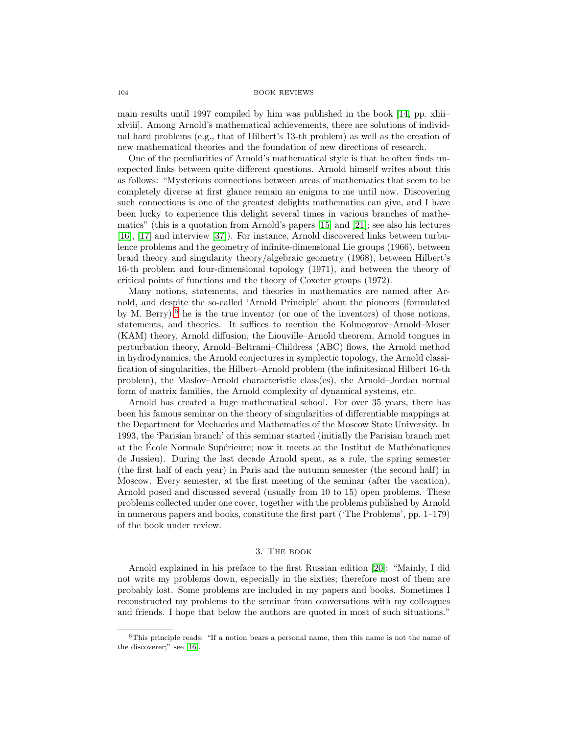main results until 1997 compiled by him was published in the book [14, pp. xliii–xlviii]. Among Arnold's mathematical achievements, there are solutions of individual hard problems (e.g., that of Hilbert's 13-th problem) as well as the creation of new mathematical theories and the foundation of new directions of research.

One of the peculiarities of Arnold's mathematical style is that he often finds unexpected links between quite different questions. Arnold himself writes about this as follows: "Mysterious connections between areas of mathematics that seem to be completely diverse at first glance remain an enigma to me until now. Discovering such connections is one of the greatest delights mathematics can give, and I have been lucky to experience this delight several times in various branches of mathematics" (this is a quotation from Arnold's papers [15] and [21]; see also his lectures [16], [17] and interview [37]). For instance, Arnold discovered links between turbulence problems and the geometry of infinite-dimensional Lie groups (1966), between braid theory and singularity theory/algebraic geometry (1968), between Hilbert's 16-th problem and four-dimensional topology (1971), and between the theory of critical points of functions and the theory of Coxeter groups (1972).

Many notions, statements, and theories in mathematics are named after Arnold, and despite the so-called 'Arnold Principle' about the pioneers (formulated by M. Berry),[6] he is the true inventor (or one of the inventors) of those notions, statements, and theories. It suffices to mention the Kolmogorov–Arnold–Moser (KAM) theory, Arnold diffusion, the Liouville–Arnold theorem, Arnold tongues in perturbation theory, Arnold–Beltrami–Childress (ABC) flows, the Arnold method in hydrodynamics, the Arnold conjectures in symplectic topology, the Arnold classification of singularities, the Hilbert–Arnold problem (the infinitesimal Hilbert 16-th problem), the Maslov–Arnold characteristic class(es), the Arnold–Jordan normal form of matrix families, the Arnold complexity of dynamical systems, etc.

Arnold has created a huge mathematical school. For over 35 years, there has been his famous seminar on the theory of singularities of differentiable mappings at the Department for Mechanics and Mathematics of the Moscow State University. In 1993, the 'Parisian branch' of this seminar started (initially the Parisian branch met at the École Normale Supérieure; now it meets at the Institut de Mathématiques de Jussieu). During the last decade Arnold spent, as a rule, the spring semester (the first half of each year) in Paris and the autumn semester (the second half) in Moscow. Every semester, at the first meeting of the seminar (after the vacation), Arnold posed and discussed several (usually from 10 to 15) open problems. These problems collected under one cover, together with the problems published by Arnold in numerous papers and books, constitute the first part ('The Problems', pp. 1–179) of the book under review.

## 3. The book

Arnold explained in his preface to the first Russian edition [20]: "Mainly, I did not write my problems down, especially in the sixties; therefore most of them are probably lost. Some problems are included in my papers and books. Sometimes I reconstructed my problems to the seminar from conversations with my colleagues and friends. I hope that below the authors are quoted in most of such situations."

---

[6] This principle reads: "If a notion bears a personal name, then this name is not the name of the discoverer;" see [16].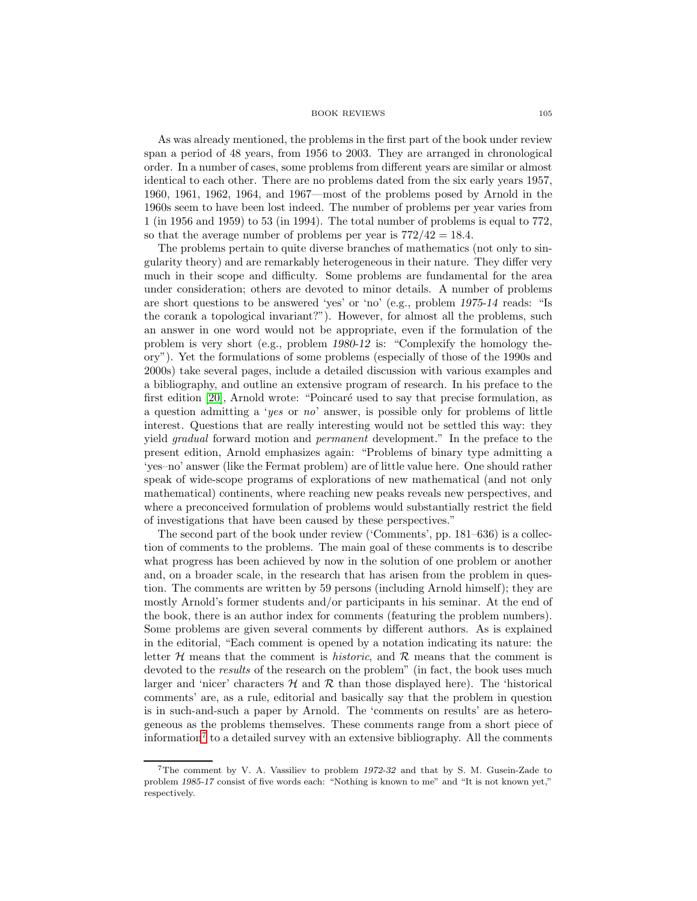As was already mentioned, the problems in the first part of the book under review span a period of 48 years, from 1956 to 2003. They are arranged in chronological order. In a number of cases, some problems from different years are similar or almost identical to each other. There are no problems dated from the six early years 1957, 1960, 1961, 1962, 1964, and 1967—most of the problems posed by Arnold in the 1960s seem to have been lost indeed. The number of problems per year varies from 1 (in 1956 and 1959) to 53 (in 1994). The total number of problems is equal to 772, so that the average number of problems per year is $772/42 = 18.4$.

The problems pertain to quite diverse branches of mathematics (not only to singularity theory) and are remarkably heterogeneous in their nature. They differ very much in their scope and difficulty. Some problems are fundamental for the area under consideration; others are devoted to minor details. A number of problems are short questions to be answered 'yes' or 'no' (e.g., problem *1975-14* reads: "Is the corank a topological invariant?"). However, for almost all the problems, such an answer in one word would not be appropriate, even if the formulation of the problem is very short (e.g., problem *1980-12* is: "Complexify the homology theory"). Yet the formulations of some problems (especially of those of the 1990s and 2000s) take several pages, include a detailed discussion with various examples and a bibliography, and outline an extensive program of research. In his preface to the first edition [20], Arnold wrote: "Poincaré used to say that precise formulation, as a question admitting a '*yes* or *no*' answer, is possible only for problems of little interest. Questions that are really interesting would not be settled this way: they yield *gradual* forward motion and *permanent* development." In the preface to the present edition, Arnold emphasizes again: "Problems of binary type admitting a 'yes–no' answer (like the Fermat problem) are of little value here. One should rather speak of wide-scope programs of explorations of new mathematical (and not only mathematical) continents, where reaching new peaks reveals new perspectives, and where a preconceived formulation of problems would substantially restrict the field of investigations that have been caused by these perspectives."

The second part of the book under review ('Comments', pp. 181–636) is a collection of comments to the problems. The main goal of these comments is to describe what progress has been achieved by now in the solution of one problem or another and, on a broader scale, in the research that has arisen from the problem in question. The comments are written by 59 persons (including Arnold himself); they are mostly Arnold's former students and/or participants in his seminar. At the end of the book, there is an author index for comments (featuring the problem numbers). Some problems are given several comments by different authors. As is explained in the editorial, "Each comment is opened by a notation indicating its nature: the letter $\mathcal{H}$ means that the comment is *historic*, and $\mathcal{R}$ means that the comment is devoted to the *results* of the research on the problem" (in fact, the book uses much larger and 'nicer' characters $\mathcal{H}$ and $\mathcal{R}$ than those displayed here). The 'historical comments' are, as a rule, editorial and basically say that the problem in question is in such-and-such a paper by Arnold. The 'comments on results' are as heterogeneous as the problems themselves. These comments range from a short piece of information[7] to a detailed survey with an extensive bibliography. All the comments

[7] The comment by V. A. Vassiliev to problem *1972-32* and that by S. M. Gusein-Zade to problem *1985-17* consist of five words each: "Nothing is known to me" and "It is not known yet," respectively.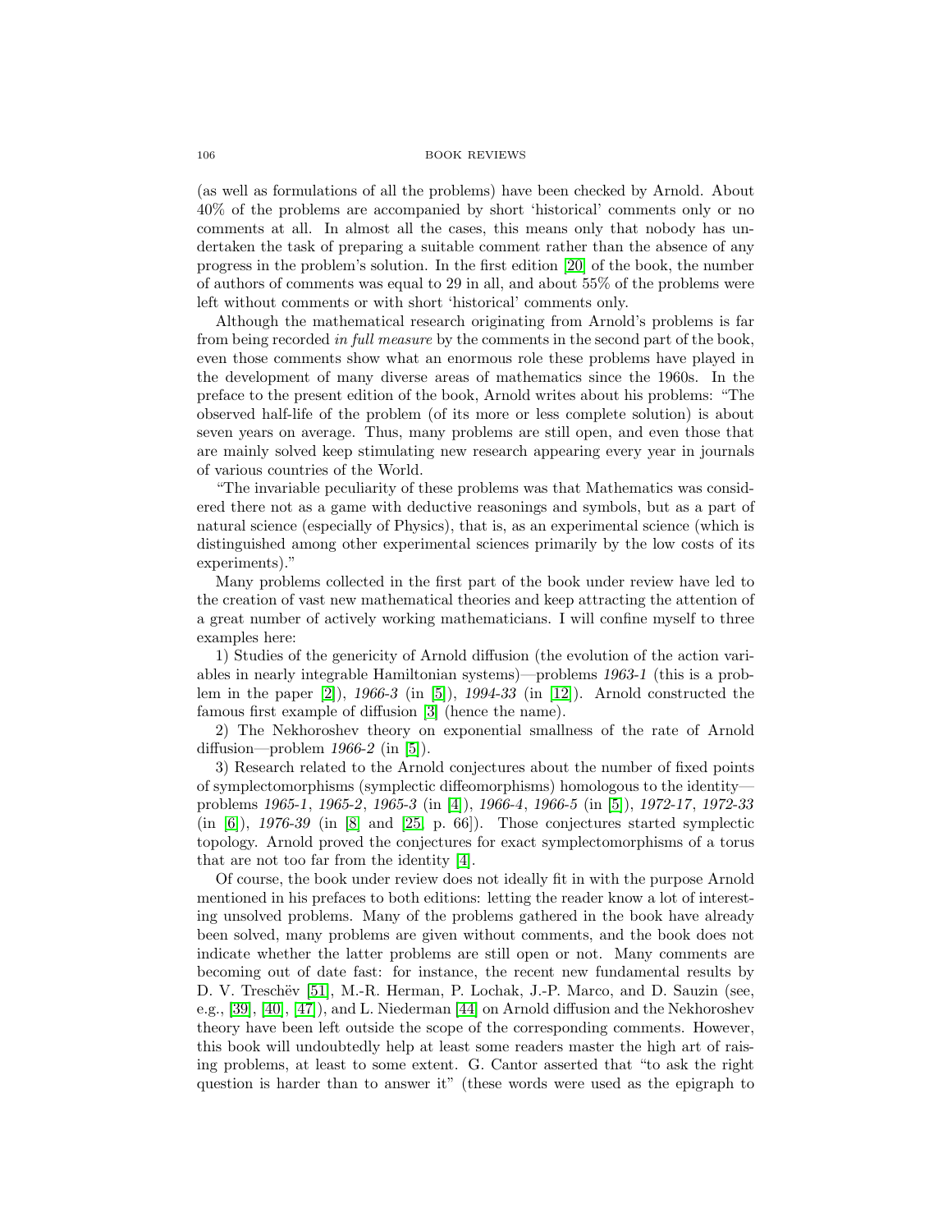(as well as formulations of all the problems) have been checked by Arnold. About 40% of the problems are accompanied by short 'historical' comments only or no comments at all. In almost all the cases, this means only that nobody has undertaken the task of preparing a suitable comment rather than the absence of any progress in the problem's solution. In the first edition [20] of the book, the number of authors of comments was equal to 29 in all, and about 55% of the problems were left without comments or with short 'historical' comments only.

Although the mathematical research originating from Arnold's problems is far from being recorded *in full measure* by the comments in the second part of the book, even those comments show what an enormous role these problems have played in the development of many diverse areas of mathematics since the 1960s. In the preface to the present edition of the book, Arnold writes about his problems: "The observed half-life of the problem (of its more or less complete solution) is about seven years on average. Thus, many problems are still open, and even those that are mainly solved keep stimulating new research appearing every year in journals of various countries of the World.

"The invariable peculiarity of these problems was that Mathematics was considered there not as a game with deductive reasonings and symbols, but as a part of natural science (especially of Physics), that is, as an experimental science (which is distinguished among other experimental sciences primarily by the low costs of its experiments)."

Many problems collected in the first part of the book under review have led to the creation of vast new mathematical theories and keep attracting the attention of a great number of actively working mathematicians. I will confine myself to three examples here:

1) Studies of the genericity of Arnold diffusion (the evolution of the action variables in nearly integrable Hamiltonian systems)—problems *1963-1* (this is a problem in the paper [2]), *1966-3* (in [5]), *1994-33* (in [12]). Arnold constructed the famous first example of diffusion [3] (hence the name).

2) The Nekhoroshev theory on exponential smallness of the rate of Arnold diffusion—problem *1966-2* (in [5]).

3) Research related to the Arnold conjectures about the number of fixed points of symplectomorphisms (symplectic diffeomorphisms) homologous to the identity—problems *1965-1*, *1965-2*, *1965-3* (in [4]), *1966-4*, *1966-5* (in [5]), *1972-17*, *1972-33* (in [6]), *1976-39* (in [8] and [25] p. 66]). Those conjectures started symplectic topology. Arnold proved the conjectures for exact symplectomorphisms of a torus that are not too far from the identity [4].

Of course, the book under review does not ideally fit in with the purpose Arnold mentioned in his prefaces to both editions: letting the reader know a lot of interesting unsolved problems. Many of the problems gathered in the book have already been solved, many problems are given without comments, and the book does not indicate whether the latter problems are still open or not. Many comments are becoming out of date fast: for instance, the recent new fundamental results by D. V. Treschëv [51], M.-R. Herman, P. Lochak, J.-P. Marco, and D. Sauzin (see, e.g., [39], [40], [47]), and L. Niederman [44] on Arnold diffusion and the Nekhoroshev theory have been left outside the scope of the corresponding comments. However, this book will undoubtedly help at least some readers master the high art of raising problems, at least to some extent. G. Cantor asserted that "to ask the right question is harder than to answer it" (these words were used as the epigraph to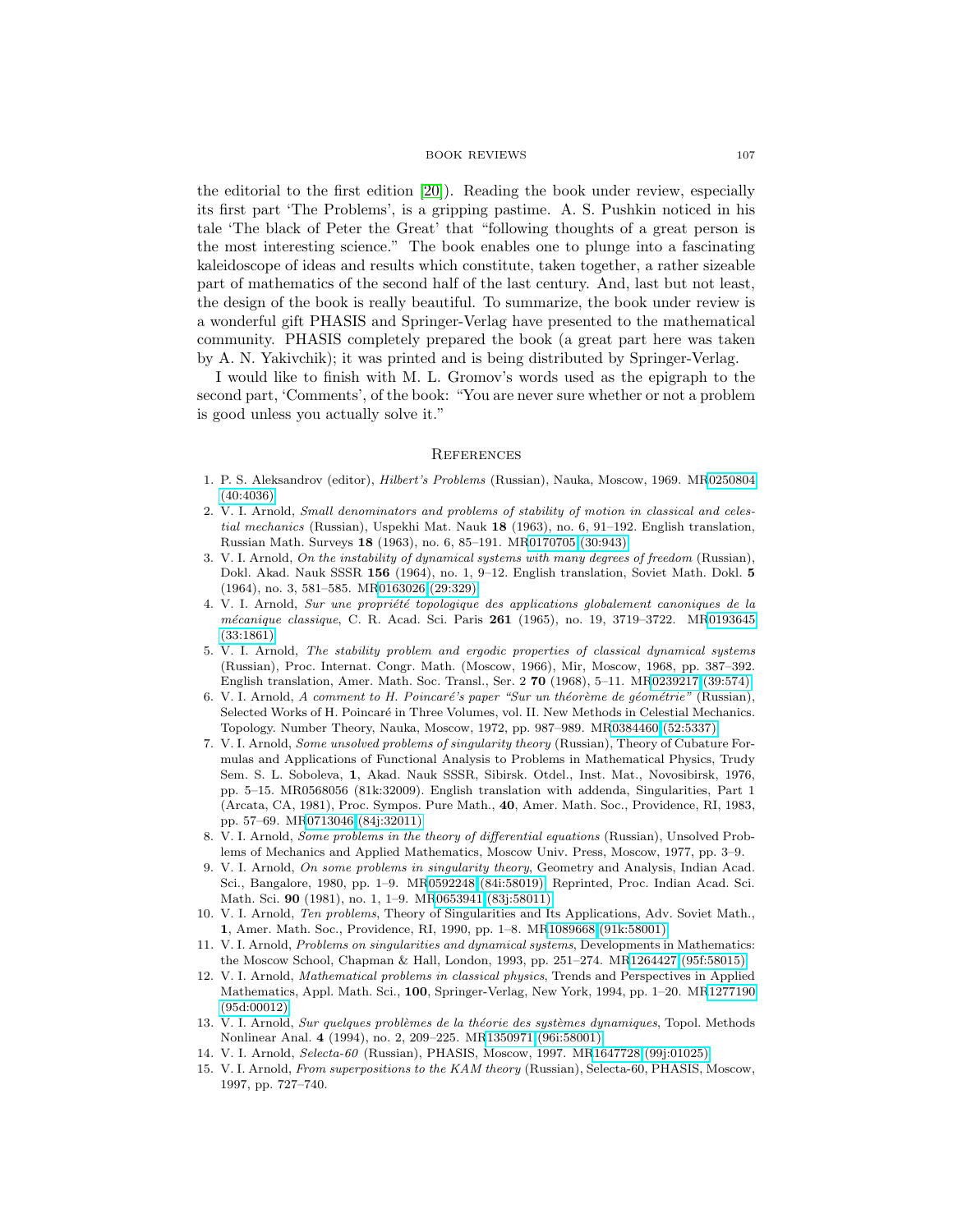the editorial to the first edition [20]). Reading the book under review, especially its first part 'The Problems', is a gripping pastime. A. S. Pushkin noticed in his tale 'The black of Peter the Great' that "following thoughts of a great person is the most interesting science." The book enables one to plunge into a fascinating kaleidoscope of ideas and results which constitute, taken together, a rather sizeable part of mathematics of the second half of the last century. And, last but not least, the design of the book is really beautiful. To summarize, the book under review is a wonderful gift PHASIS and Springer-Verlag have presented to the mathematical community. PHASIS completely prepared the book (a great part here was taken by A. N. Yakivchik); it was printed and is being distributed by Springer-Verlag.

I would like to finish with M. L. Gromov's words used as the epigraph to the second part, 'Comments', of the book: "You are never sure whether or not a problem is good unless you actually solve it."

## References

1. P. S. Aleksandrov (editor), *Hilbert's Problems* (Russian), Nauka, Moscow, 1969. MR0250804 (40:4036)
2. V. I. Arnold, *Small denominators and problems of stability of motion in classical and celestial mechanics* (Russian), Uspekhi Mat. Nauk **18** (1963), no. 6, 91–192. English translation, Russian Math. Surveys **18** (1963), no. 6, 85–191. MR0170705 (30:943)
3. V. I. Arnold, *On the instability of dynamical systems with many degrees of freedom* (Russian), Dokl. Akad. Nauk SSSR **156** (1964), no. 1, 9–12. English translation, Soviet Math. Dokl. **5** (1964), no. 3, 581–585. MR0163026 (29:329)
4. V. I. Arnold, *Sur une propriété topologique des applications globalement canoniques de la mécanique classique*, C. R. Acad. Sci. Paris **261** (1965), no. 19, 3719–3722. MR0193645 (33:1861)
5. V. I. Arnold, *The stability problem and ergodic properties of classical dynamical systems* (Russian), Proc. Internat. Congr. Math. (Moscow, 1966), Mir, Moscow, 1968, pp. 387–392. English translation, Amer. Math. Soc. Transl., Ser. 2 **70** (1968), 5–11. MR0239217 (39:574)
6. V. I. Arnold, *A comment to H. Poincaré's paper "Sur un théorème de géométrie"* (Russian), Selected Works of H. Poincaré in Three Volumes, vol. II. New Methods in Celestial Mechanics. Topology. Number Theory, Nauka, Moscow, 1972, pp. 987–989. MR0384460 (52:5337)
7. V. I. Arnold, *Some unsolved problems of singularity theory* (Russian), Theory of Cubature Formulas and Applications of Functional Analysis to Problems in Mathematical Physics, Trudy Sem. S. L. Soboleva, **1**, Akad. Nauk SSSR, Sibirsk. Otdel., Inst. Mat., Novosibirsk, 1976, pp. 5–15. MR0568056 (81k:32009). English translation with addenda, Singularities, Part 1 (Arcata, CA, 1981), Proc. Sympos. Pure Math., **40**, Amer. Math. Soc., Providence, RI, 1983, pp. 57–69. MR0713046 (84j:32011)
8. V. I. Arnold, *Some problems in the theory of differential equations* (Russian), Unsolved Problems of Mechanics and Applied Mathematics, Moscow Univ. Press, Moscow, 1977, pp. 3–9.
9. V. I. Arnold, *On some problems in singularity theory*, Geometry and Analysis, Indian Acad. Sci., Bangalore, 1980, pp. 1–9. MR0592248 (84i:58019). Reprinted, Proc. Indian Acad. Sci. Math. Sci. **90** (1981), no. 1, 1–9. MR0653941 (83j:58011)
10. V. I. Arnold, *Ten problems*, Theory of Singularities and Its Applications, Adv. Soviet Math., **1**, Amer. Math. Soc., Providence, RI, 1990, pp. 1–8. MR1089668 (91k:58001)
11. V. I. Arnold, *Problems on singularities and dynamical systems*, Developments in Mathematics: the Moscow School, Chapman & Hall, London, 1993, pp. 251–274. MR1264427 (95f:58015)
12. V. I. Arnold, *Mathematical problems in classical physics*, Trends and Perspectives in Applied Mathematics, Appl. Math. Sci., **100**, Springer-Verlag, New York, 1994, pp. 1–20. MR1277190 (95d:00012)
13. V. I. Arnold, *Sur quelques problèmes de la théorie des systèmes dynamiques*, Topol. Methods Nonlinear Anal. **4** (1994), no. 2, 209–225. MR1350971 (96i:58001)
14. V. I. Arnold, *Selecta-60* (Russian), PHASIS, Moscow, 1997. MR1647728 (99j:01025)
15. V. I. Arnold, *From superpositions to the KAM theory* (Russian), Selecta-60, PHASIS, Moscow, 1997, pp. 727–740.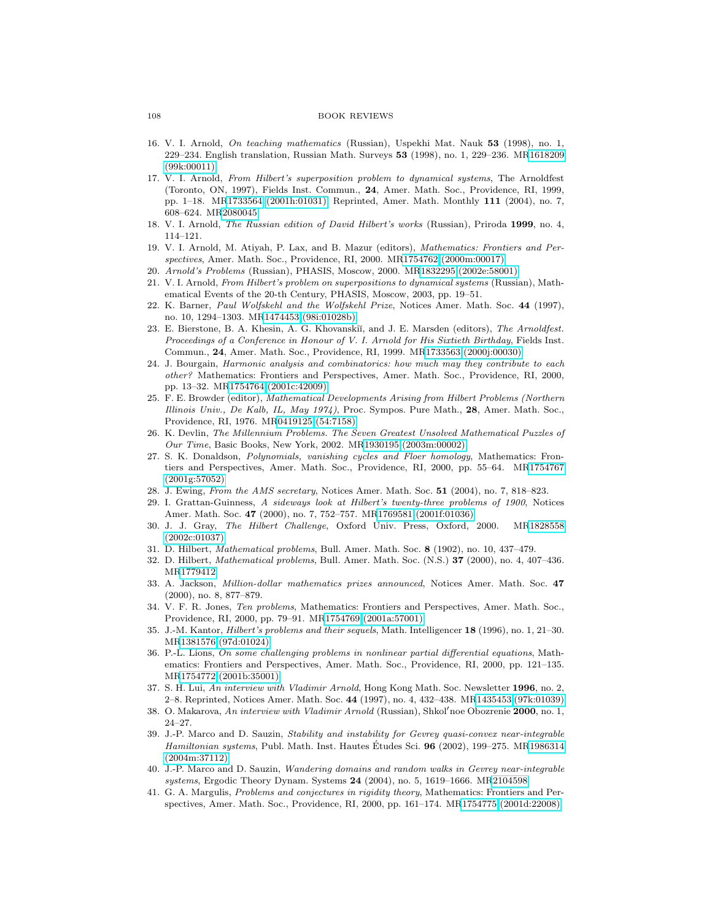16. V. I. Arnold, *On teaching mathematics* (Russian), Uspekhi Mat. Nauk **53** (1998), no. 1, 229–234. English translation, Russian Math. Surveys **53** (1998), no. 1, 229–236. MR1618209 (99k:00011)
17. V. I. Arnold, *From Hilbert's superposition problem to dynamical systems*, The Arnoldfest (Toronto, ON, 1997), Fields Inst. Commun., **24**, Amer. Math. Soc., Providence, RI, 1999, pp. 1–18. MR1733564 (2001h:01031). Reprinted, Amer. Math. Monthly **111** (2004), no. 7, 608–624. MR2080045
18. V. I. Arnold, *The Russian edition of David Hilbert's works* (Russian), Priroda **1999**, no. 4, 114–121.
19. V. I. Arnold, M. Atiyah, P. Lax, and B. Mazur (editors), *Mathematics: Frontiers and Perspectives*, Amer. Math. Soc., Providence, RI, 2000. MR1754762 (2000m:00017)
20. *Arnold's Problems* (Russian), PHASIS, Moscow, 2000. MR1832295 (2002e:58001)
21. V. I. Arnold, *From Hilbert's problem on superpositions to dynamical systems* (Russian), Mathematical Events of the 20-th Century, PHASIS, Moscow, 2003, pp. 19–51.
22. K. Barner, *Paul Wolfskehl and the Wolfskehl Prize*, Notices Amer. Math. Soc. **44** (1997), no. 10, 1294–1303. MR1474453 (98i:01028b)
23. E. Bierstone, B. A. Khesin, A. G. Khovanskiĭ, and J. E. Marsden (editors), *The Arnoldfest. Proceedings of a Conference in Honour of V. I. Arnold for His Sixtieth Birthday*, Fields Inst. Commun., **24**, Amer. Math. Soc., Providence, RI, 1999. MR1733563 (2000j:00030)
24. J. Bourgain, *Harmonic analysis and combinatorics: how much may they contribute to each other?* Mathematics: Frontiers and Perspectives, Amer. Math. Soc., Providence, RI, 2000, pp. 13–32. MR1754764 (2001c:42009)
25. F. E. Browder (editor), *Mathematical Developments Arising from Hilbert Problems (Northern Illinois Univ., De Kalb, IL, May 1974)*, Proc. Sympos. Pure Math., **28**, Amer. Math. Soc., Providence, RI, 1976. MR0419125 (54:7158)
26. K. Devlin, *The Millennium Problems. The Seven Greatest Unsolved Mathematical Puzzles of Our Time*, Basic Books, New York, 2002. MR1930195 (2003m:00002)
27. S. K. Donaldson, *Polynomials, vanishing cycles and Floer homology*, Mathematics: Frontiers and Perspectives, Amer. Math. Soc., Providence, RI, 2000, pp. 55–64. MR1754767 (2001g:57052)
28. J. Ewing, *From the AMS secretary*, Notices Amer. Math. Soc. **51** (2004), no. 7, 818–823.
29. I. Grattan-Guinness, *A sideways look at Hilbert's twenty-three problems of 1900*, Notices Amer. Math. Soc. **47** (2000), no. 7, 752–757. MR1769581 (2001f:01036)
30. J. J. Gray, *The Hilbert Challenge*, Oxford Univ. Press, Oxford, 2000. MR1828558 (2002c:01037)
31. D. Hilbert, *Mathematical problems*, Bull. Amer. Math. Soc. **8** (1902), no. 10, 437–479.
32. D. Hilbert, *Mathematical problems*, Bull. Amer. Math. Soc. (N.S.) **37** (2000), no. 4, 407–436. MR1779412
33. A. Jackson, *Million-dollar mathematics prizes announced*, Notices Amer. Math. Soc. **47** (2000), no. 8, 877–879.
34. V. F. R. Jones, *Ten problems*, Mathematics: Frontiers and Perspectives, Amer. Math. Soc., Providence, RI, 2000, pp. 79–91. MR1754769 (2001a:57001)
35. J.-M. Kantor, *Hilbert's problems and their sequels*, Math. Intelligencer **18** (1996), no. 1, 21–30. MR1381576 (97d:01024)
36. P.-L. Lions, *On some challenging problems in nonlinear partial differential equations*, Mathematics: Frontiers and Perspectives, Amer. Math. Soc., Providence, RI, 2000, pp. 121–135. MR1754772 (2001b:35001)
37. S. H. Lui, *An interview with Vladimir Arnold*, Hong Kong Math. Soc. Newsletter **1996**, no. 2, 2–8. Reprinted, Notices Amer. Math. Soc. **44** (1997), no. 4, 432–438. MR1435453 (97k:01039)
38. O. Makarova, *An interview with Vladimir Arnold* (Russian), Shkol′noe Obozrenie **2000**, no. 1, 24–27.
39. J.-P. Marco and D. Sauzin, *Stability and instability for Gevrey quasi-convex near-integrable Hamiltonian systems*, Publ. Math. Inst. Hautes Études Sci. **96** (2002), 199–275. MR1986314 (2004m:37112)
40. J.-P. Marco and D. Sauzin, *Wandering domains and random walks in Gevrey near-integrable systems*, Ergodic Theory Dynam. Systems **24** (2004), no. 5, 1619–1666. MR2104598
41. G. A. Margulis, *Problems and conjectures in rigidity theory*, Mathematics: Frontiers and Perspectives, Amer. Math. Soc., Providence, RI, 2000, pp. 161–174. MR1754775 (2001d:22008)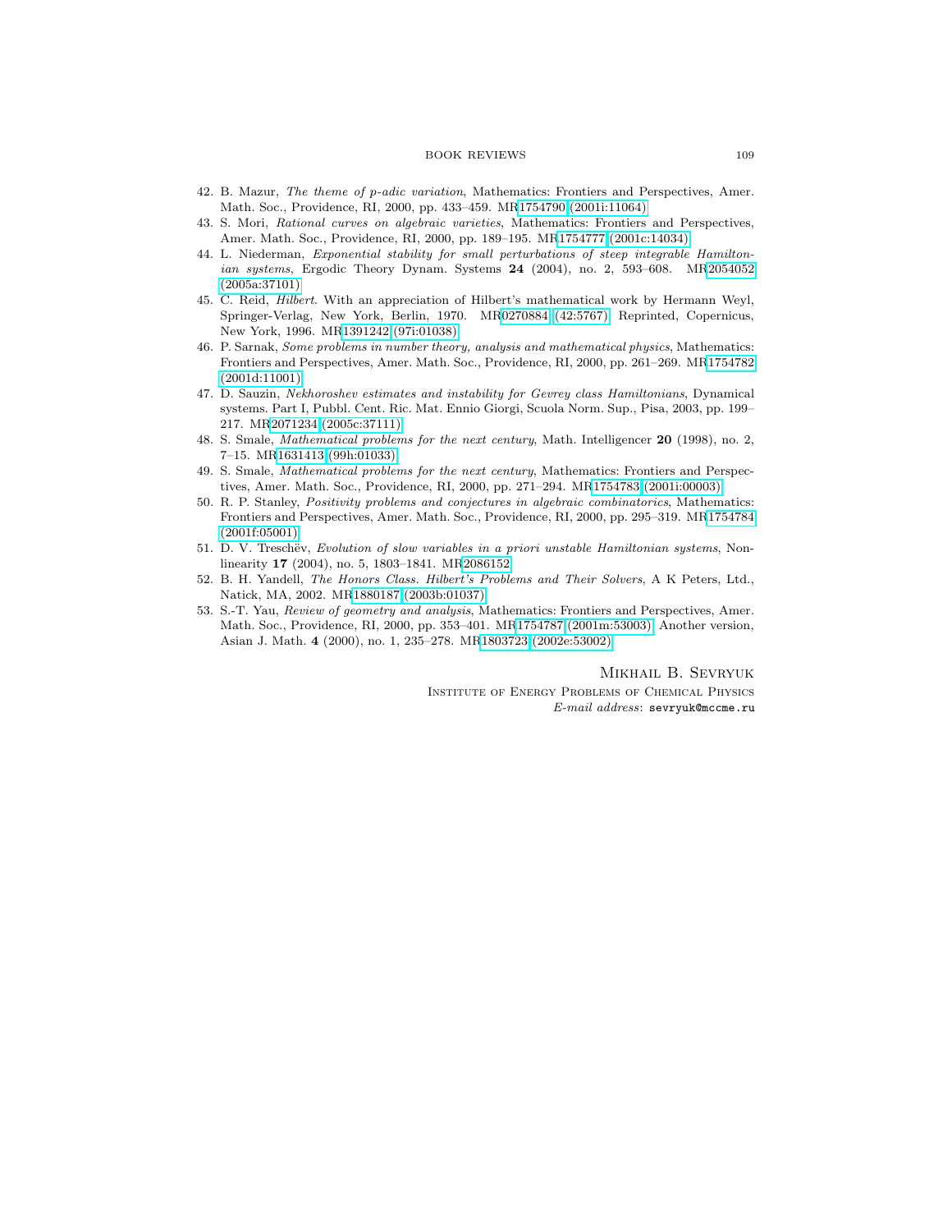42. B. Mazur, *The theme of p-adic variation*, Mathematics: Frontiers and Perspectives, Amer. Math. Soc., Providence, RI, 2000, pp. 433–459. MR1754790 (2001i:11064)
43. S. Mori, *Rational curves on algebraic varieties*, Mathematics: Frontiers and Perspectives, Amer. Math. Soc., Providence, RI, 2000, pp. 189–195. MR1754777 (2001c:14034)
44. L. Niederman, *Exponential stability for small perturbations of steep integrable Hamiltonian systems*, Ergodic Theory Dynam. Systems **24** (2004), no. 2, 593–608. MR2054052 (2005a:37101)
45. C. Reid, *Hilbert*. With an appreciation of Hilbert's mathematical work by Hermann Weyl, Springer-Verlag, New York, Berlin, 1970. MR0270884 (42:5767) Reprinted, Copernicus, New York, 1996. MR1391242 (97i:01038)
46. P. Sarnak, *Some problems in number theory, analysis and mathematical physics*, Mathematics: Frontiers and Perspectives, Amer. Math. Soc., Providence, RI, 2000, pp. 261–269. MR1754782 (2001d:11001)
47. D. Sauzin, *Nekhoroshev estimates and instability for Gevrey class Hamiltonians*, Dynamical systems. Part I, Pubbl. Cent. Ric. Mat. Ennio Giorgi, Scuola Norm. Sup., Pisa, 2003, pp. 199–217. MR2071234 (2005c:37111)
48. S. Smale, *Mathematical problems for the next century*, Math. Intelligencer **20** (1998), no. 2, 7–15. MR1631413 (99h:01033)
49. S. Smale, *Mathematical problems for the next century*, Mathematics: Frontiers and Perspectives, Amer. Math. Soc., Providence, RI, 2000, pp. 271–294. MR1754783 (2001i:00003)
50. R. P. Stanley, *Positivity problems and conjectures in algebraic combinatorics*, Mathematics: Frontiers and Perspectives, Amer. Math. Soc., Providence, RI, 2000, pp. 295–319. MR1754784 (2001f:05001)
51. D. V. Treschëv, *Evolution of slow variables in a priori unstable Hamiltonian systems*, Nonlinearity **17** (2004), no. 5, 1803–1841. MR2086152
52. B. H. Yandell, *The Honors Class. Hilbert's Problems and Their Solvers*, A K Peters, Ltd., Natick, MA, 2002. MR1880187 (2003b:01037)
53. S.-T. Yau, *Review of geometry and analysis*, Mathematics: Frontiers and Perspectives, Amer. Math. Soc., Providence, RI, 2000, pp. 353–401. MR1754787 (2001m:53003) Another version, Asian J. Math. **4** (2000), no. 1, 235–278. MR1803723 (2002e:53002)

Mikhail B. Sevryuk
Institute of Energy Problems of Chemical Physics
*E-mail address*: `sevryuk@mccme.ru`